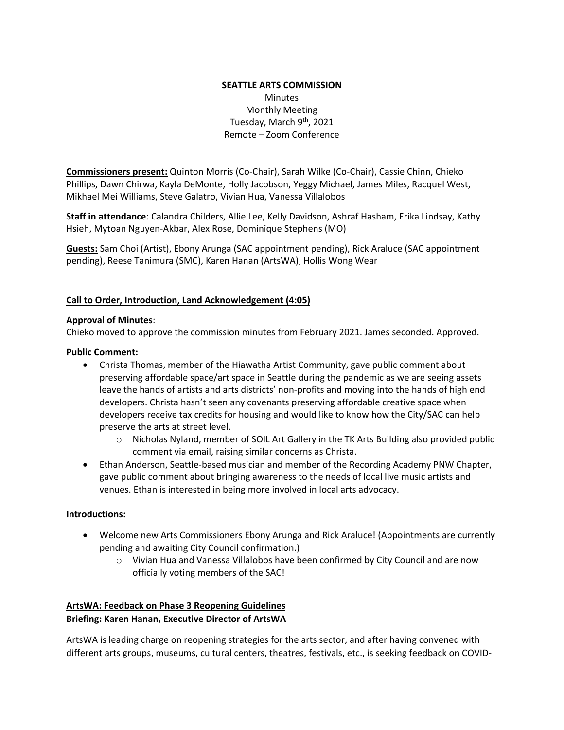**SEATTLE ARTS COMMISSION**

Minutes
Monthly Meeting
Tuesday, March 9th, 2021
Remote – Zoom Conference

**Commissioners present:** Quinton Morris (Co-Chair), Sarah Wilke (Co-Chair), Cassie Chinn, Chieko Phillips, Dawn Chirwa, Kayla DeMonte, Holly Jacobson, Yeggy Michael, James Miles, Racquel West, Mikhael Mei Williams, Steve Galatro, Vivian Hua, Vanessa Villalobos

**Staff in attendance**: Calandra Childers, Allie Lee, Kelly Davidson, Ashraf Hasham, Erika Lindsay, Kathy Hsieh, Mytoan Nguyen-Akbar, Alex Rose, Dominique Stephens (MO)

**Guests:** Sam Choi (Artist), Ebony Arunga (SAC appointment pending), Rick Araluce (SAC appointment pending), Reese Tanimura (SMC), Karen Hanan (ArtsWA), Hollis Wong Wear

**Call to Order, Introduction, Land Acknowledgement (4:05)**

**Approval of Minutes**:
Chieko moved to approve the commission minutes from February 2021. James seconded. Approved.

**Public Comment:**

- Christa Thomas, member of the Hiawatha Artist Community, gave public comment about preserving affordable space/art space in Seattle during the pandemic as we are seeing assets leave the hands of artists and arts districts' non-profits and moving into the hands of high end developers. Christa hasn't seen any covenants preserving affordable creative space when developers receive tax credits for housing and would like to know how the City/SAC can help preserve the arts at street level.
  - Nicholas Nyland, member of SOIL Art Gallery in the TK Arts Building also provided public comment via email, raising similar concerns as Christa.
- Ethan Anderson, Seattle-based musician and member of the Recording Academy PNW Chapter, gave public comment about bringing awareness to the needs of local live music artists and venues. Ethan is interested in being more involved in local arts advocacy.

**Introductions:**

- Welcome new Arts Commissioners Ebony Arunga and Rick Araluce! (Appointments are currently pending and awaiting City Council confirmation.)
  - Vivian Hua and Vanessa Villalobos have been confirmed by City Council and are now officially voting members of the SAC!

**ArtsWA: Feedback on Phase 3 Reopening Guidelines**
**Briefing: Karen Hanan, Executive Director of ArtsWA**

ArtsWA is leading charge on reopening strategies for the arts sector, and after having convened with different arts groups, museums, cultural centers, theatres, festivals, etc., is seeking feedback on COVID-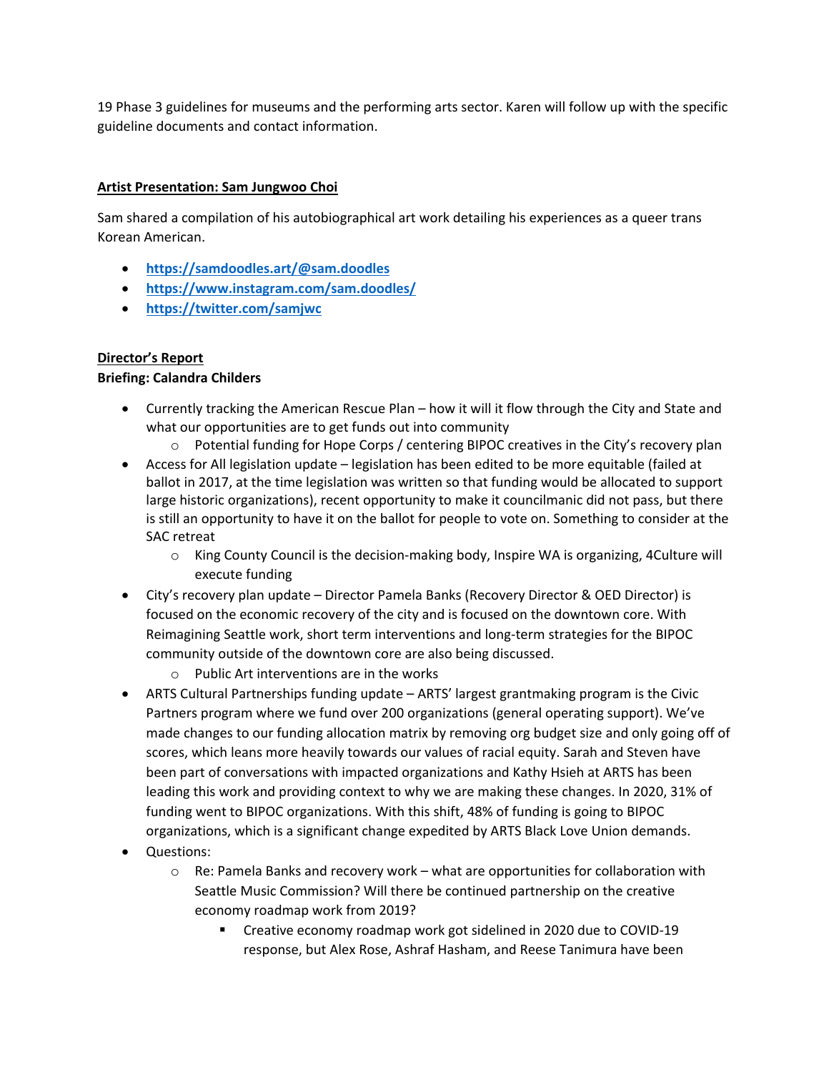19 Phase 3 guidelines for museums and the performing arts sector. Karen will follow up with the specific guideline documents and contact information.

**Artist Presentation: Sam Jungwoo Choi**

Sam shared a compilation of his autobiographical art work detailing his experiences as a queer trans Korean American.

- **https://samdoodles.art/@sam.doodles**
- **https://www.instagram.com/sam.doodles/**
- **https://twitter.com/samjwc**

**Director's Report**
**Briefing: Calandra Childers**

- Currently tracking the American Rescue Plan – how it will it flow through the City and State and what our opportunities are to get funds out into community
  - Potential funding for Hope Corps / centering BIPOC creatives in the City's recovery plan
- Access for All legislation update – legislation has been edited to be more equitable (failed at ballot in 2017, at the time legislation was written so that funding would be allocated to support large historic organizations), recent opportunity to make it councilmanic did not pass, but there is still an opportunity to have it on the ballot for people to vote on. Something to consider at the SAC retreat
  - King County Council is the decision-making body, Inspire WA is organizing, 4Culture will execute funding
- City's recovery plan update – Director Pamela Banks (Recovery Director & OED Director) is focused on the economic recovery of the city and is focused on the downtown core. With Reimagining Seattle work, short term interventions and long-term strategies for the BIPOC community outside of the downtown core are also being discussed.
  - Public Art interventions are in the works
- ARTS Cultural Partnerships funding update – ARTS' largest grantmaking program is the Civic Partners program where we fund over 200 organizations (general operating support). We've made changes to our funding allocation matrix by removing org budget size and only going off of scores, which leans more heavily towards our values of racial equity. Sarah and Steven have been part of conversations with impacted organizations and Kathy Hsieh at ARTS has been leading this work and providing context to why we are making these changes. In 2020, 31% of funding went to BIPOC organizations. With this shift, 48% of funding is going to BIPOC organizations, which is a significant change expedited by ARTS Black Love Union demands.
- Questions:
  - Re: Pamela Banks and recovery work – what are opportunities for collaboration with Seattle Music Commission? Will there be continued partnership on the creative economy roadmap work from 2019?
    - Creative economy roadmap work got sidelined in 2020 due to COVID-19 response, but Alex Rose, Ashraf Hasham, and Reese Tanimura have been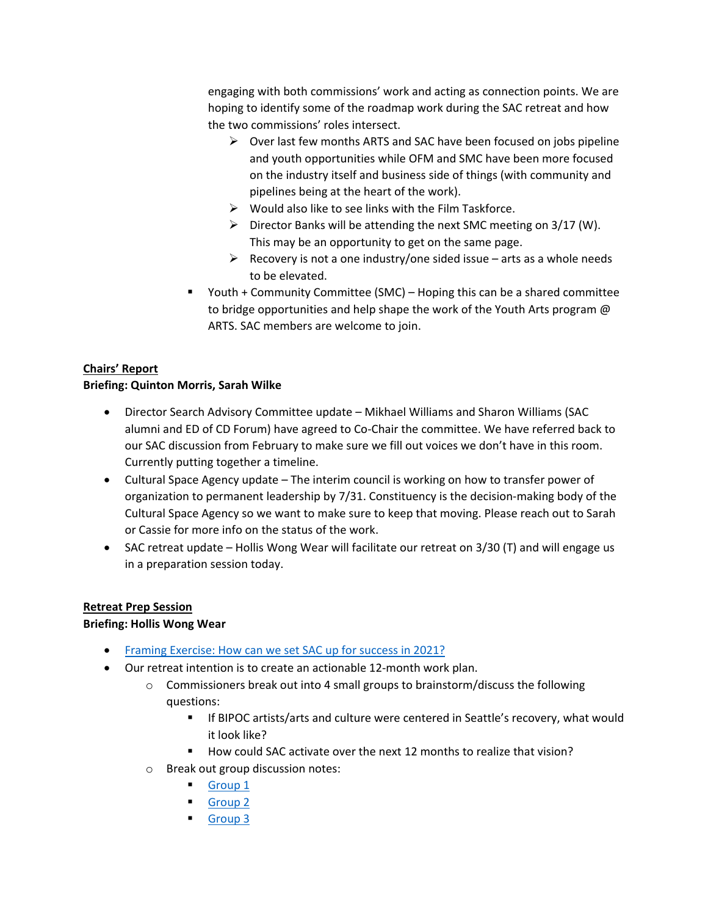engaging with both commissions' work and acting as connection points. We are hoping to identify some of the roadmap work during the SAC retreat and how the two commissions' roles intersect.

- Over last few months ARTS and SAC have been focused on jobs pipeline and youth opportunities while OFM and SMC have been more focused on the industry itself and business side of things (with community and pipelines being at the heart of the work).
- Would also like to see links with the Film Taskforce.
- Director Banks will be attending the next SMC meeting on 3/17 (W). This may be an opportunity to get on the same page.
- Recovery is not a one industry/one sided issue – arts as a whole needs to be elevated.

- Youth + Community Committee (SMC) – Hoping this can be a shared committee to bridge opportunities and help shape the work of the Youth Arts program @ ARTS. SAC members are welcome to join.

## Chairs' Report

**Briefing: Quinton Morris, Sarah Wilke**

- Director Search Advisory Committee update – Mikhael Williams and Sharon Williams (SAC alumni and ED of CD Forum) have agreed to Co-Chair the committee. We have referred back to our SAC discussion from February to make sure we fill out voices we don't have in this room. Currently putting together a timeline.
- Cultural Space Agency update – The interim council is working on how to transfer power of organization to permanent leadership by 7/31. Constituency is the decision-making body of the Cultural Space Agency so we want to make sure to keep that moving. Please reach out to Sarah or Cassie for more info on the status of the work.
- SAC retreat update – Hollis Wong Wear will facilitate our retreat on 3/30 (T) and will engage us in a preparation session today.

## Retreat Prep Session

**Briefing: Hollis Wong Wear**

- Framing Exercise: How can we set SAC up for success in 2021?
- Our retreat intention is to create an actionable 12-month work plan.
  - Commissioners break out into 4 small groups to brainstorm/discuss the following questions:
    - If BIPOC artists/arts and culture were centered in Seattle's recovery, what would it look like?
    - How could SAC activate over the next 12 months to realize that vision?
  - Break out group discussion notes:
    - Group 1
    - Group 2
    - Group 3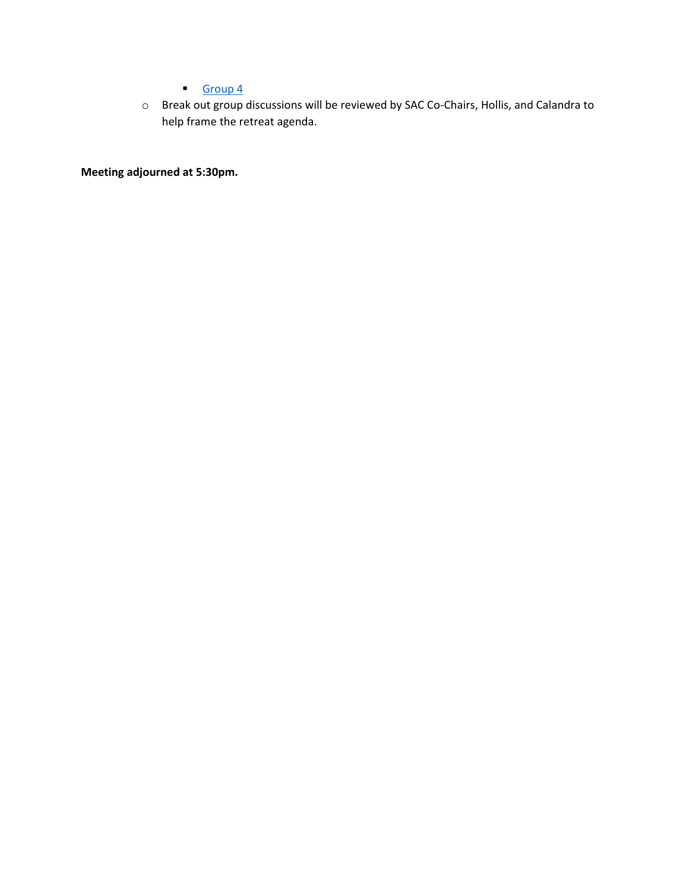- Group 4
  - Break out group discussions will be reviewed by SAC Co-Chairs, Hollis, and Calandra to help frame the retreat agenda.

**Meeting adjourned at 5:30pm.**